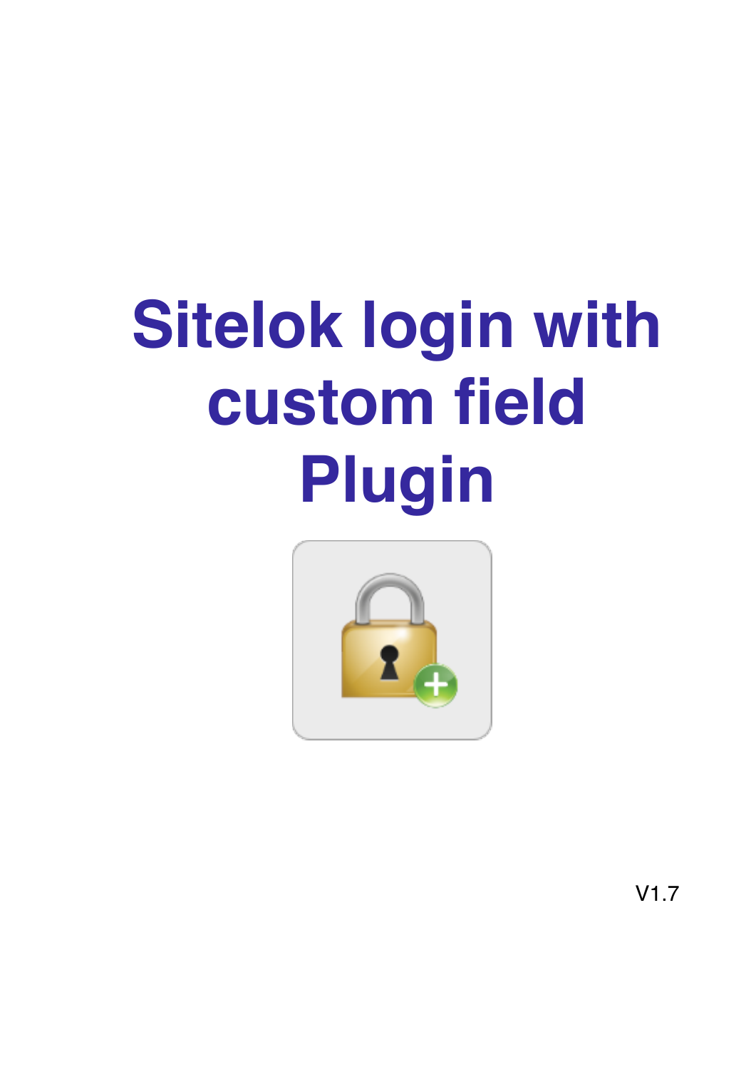# Sitelok login with custom field Plugin

V1.7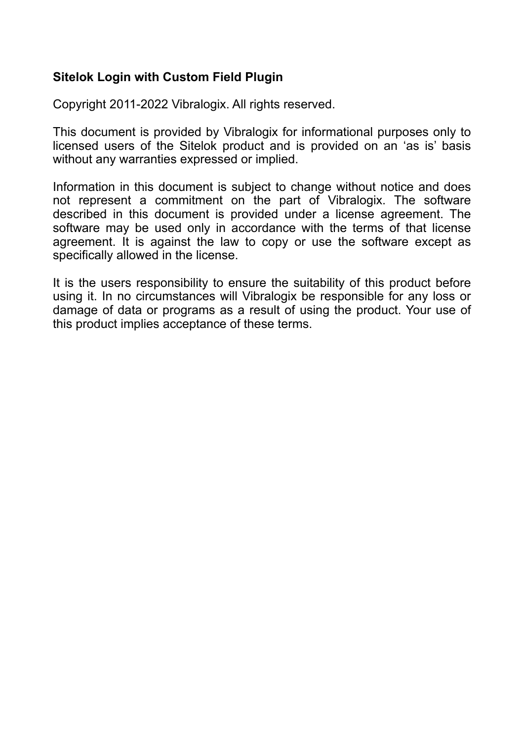**Sitelok Login with Custom Field Plugin**

Copyright 2011-2022 Vibralogix. All rights reserved.

This document is provided by Vibralogix for informational purposes only to licensed users of the Sitelok product and is provided on an 'as is' basis without any warranties expressed or implied.

Information in this document is subject to change without notice and does not represent a commitment on the part of Vibralogix. The software described in this document is provided under a license agreement. The software may be used only in accordance with the terms of that license agreement. It is against the law to copy or use the software except as specifically allowed in the license.

It is the users responsibility to ensure the suitability of this product before using it. In no circumstances will Vibralogix be responsible for any loss or damage of data or programs as a result of using the product. Your use of this product implies acceptance of these terms.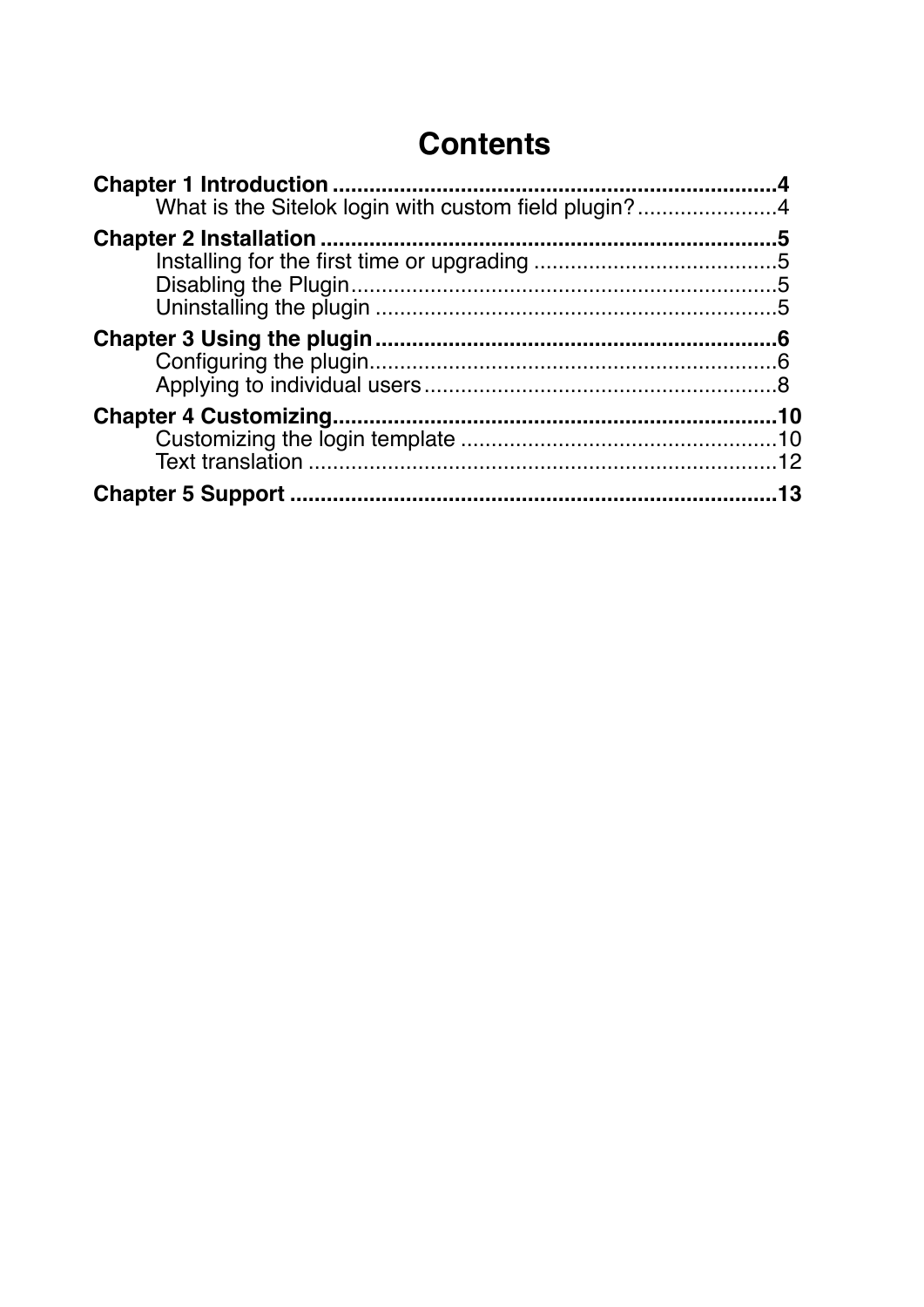# Contents

**Chapter 1 Introduction** ........................................................................ **4**
- What is the Sitelok login with custom field plugin? ....................... 4

**Chapter 2 Installation** ......................................................................... **5**
- Installing for the first time or upgrading ......................................... 5
- Disabling the Plugin ........................................................................ 5
- Uninstalling the plugin ................................................................... 5

**Chapter 3 Using the plugin** .................................................................. **6**
- Configuring the plugin .................................................................... 6
- Applying to individual users ............................................................ 8

**Chapter 4 Customizing** ......................................................................... **10**
- Customizing the login template ..................................................... 10
- Text translation ............................................................................. 12

**Chapter 5 Support** ................................................................................ **13**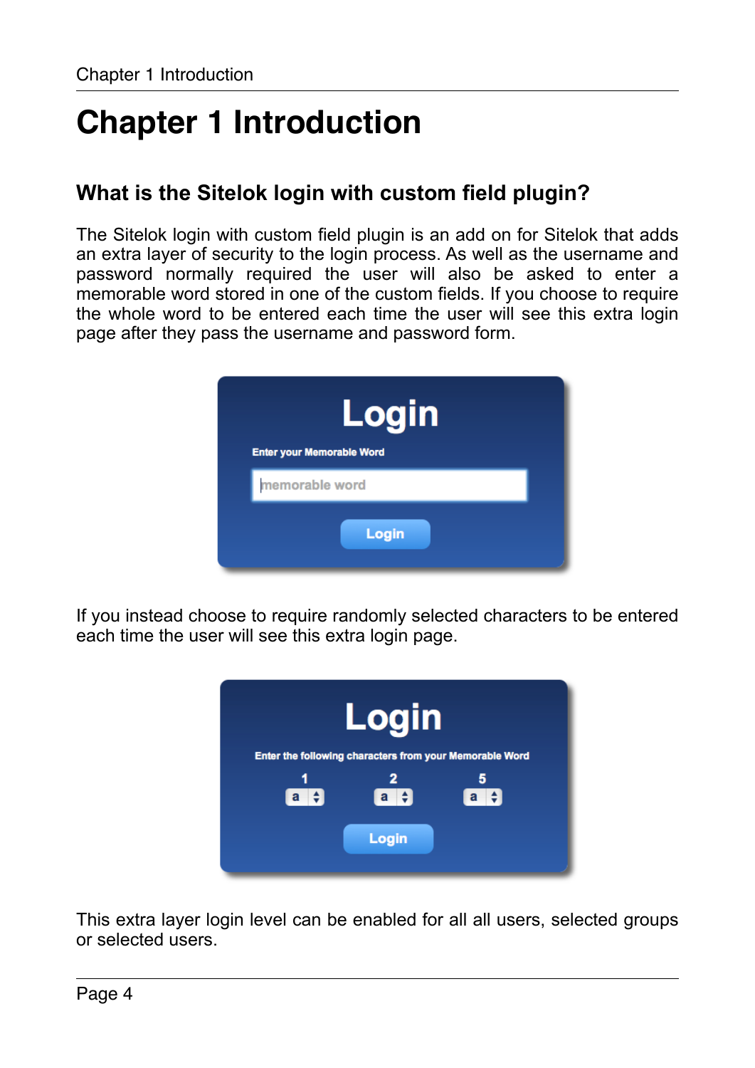# Chapter 1 Introduction

## What is the Sitelok login with custom field plugin?

The Sitelok login with custom field plugin is an add on for Sitelok that adds an extra layer of security to the login process. As well as the username and password normally required the user will also be asked to enter a memorable word stored in one of the custom fields. If you choose to require the whole word to be entered each time the user will see this extra login page after they pass the username and password form.

If you instead choose to require randomly selected characters to be entered each time the user will see this extra login page.

This extra layer login level can be enabled for all all users, selected groups or selected users.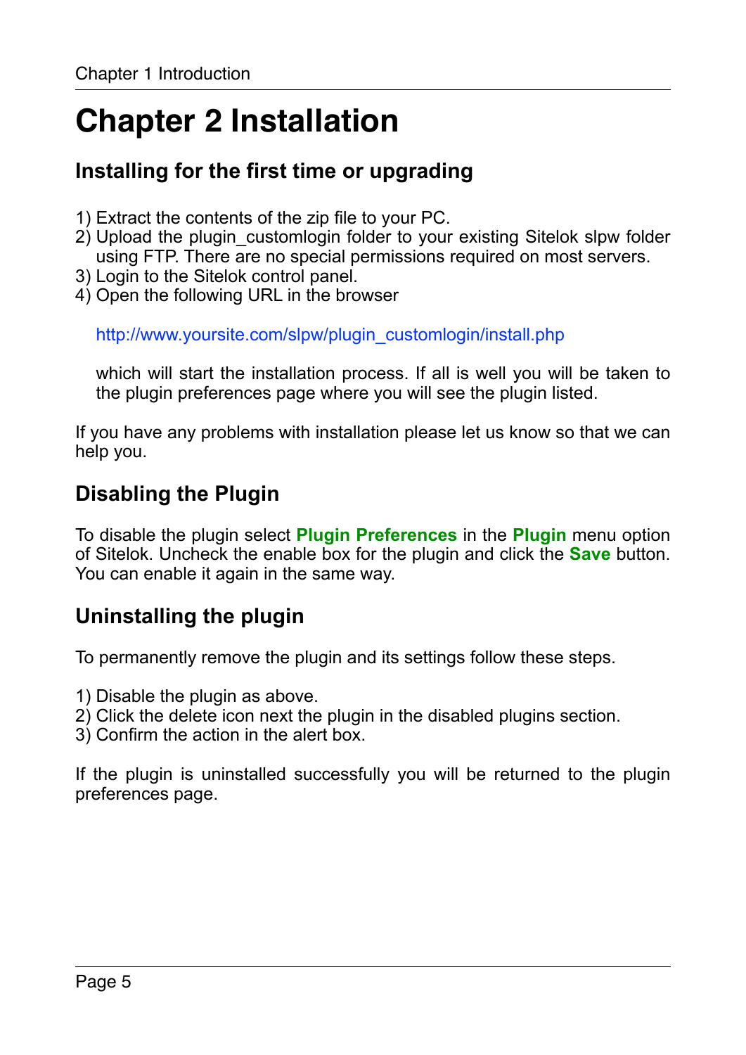# Chapter 2 Installation

## Installing for the first time or upgrading

1) Extract the contents of the zip file to your PC.
2) Upload the plugin_customlogin folder to your existing Sitelok slpw folder using FTP. There are no special permissions required on most servers.
3) Login to the Sitelok control panel.
4) Open the following URL in the browser

   http://www.yoursite.com/slpw/plugin_customlogin/install.php

   which will start the installation process. If all is well you will be taken to the plugin preferences page where you will see the plugin listed.

If you have any problems with installation please let us know so that we can help you.

## Disabling the Plugin

To disable the plugin select **Plugin Preferences** in the **Plugin** menu option of Sitelok. Uncheck the enable box for the plugin and click the **Save** button. You can enable it again in the same way.

## Uninstalling the plugin

To permanently remove the plugin and its settings follow these steps.

1) Disable the plugin as above.
2) Click the delete icon next the plugin in the disabled plugins section.
3) Confirm the action in the alert box.

If the plugin is uninstalled successfully you will be returned to the plugin preferences page.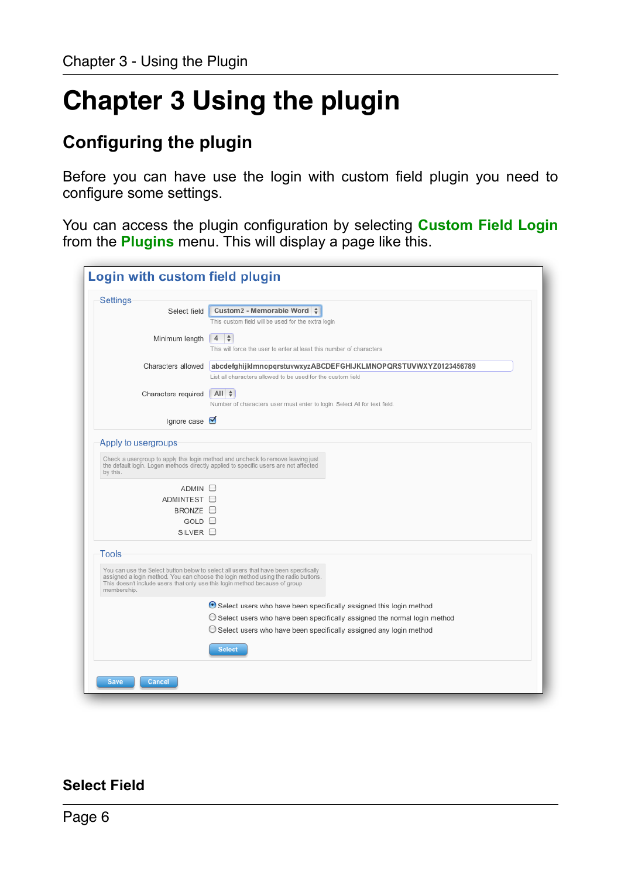# Chapter 3 Using the plugin

## Configuring the plugin

Before you can have use the login with custom field plugin you need to configure some settings.

You can access the plugin configuration by selecting **Custom Field Login** from the **Plugins** menu. This will display a page like this.

**Login with custom field plugin**

**Settings**

Select field: Custom2 - Memorable Word
This custom field will be used for the extra login

Minimum length: 4
This will force the user to enter at least this number of characters

Characters allowed: abcdefghijklmnopqrstuvwxyzABCDEFGHIJKLMNOPQRSTUVWXYZ0123456789
List all characters allowed to be used for the custom field

Characters required: All
Number of characters user must enter to login. Select All for text field.

Ignore case: ☑

**Apply to usergroups**

Check a usergroup to apply this login method and uncheck to remove leaving just the default login. Logon methods directly applied to specific users are not affected by this.

- ADMIN ☐
- ADMINTEST ☐
- BRONZE ☐
- GOLD ☐
- SILVER ☐

**Tools**

You can use the Select button below to select all users that have been specifically assigned a login method. You can choose the login method using the radio buttons. This doesn't include users that only use this login method because of group membership.

- ◉ Select users who have been specifically assigned this login method
- ○ Select users who have been specifically assigned the normal login method
- ○ Select users who have been specifically assigned any login method

Select

Save | Cancel

## Select Field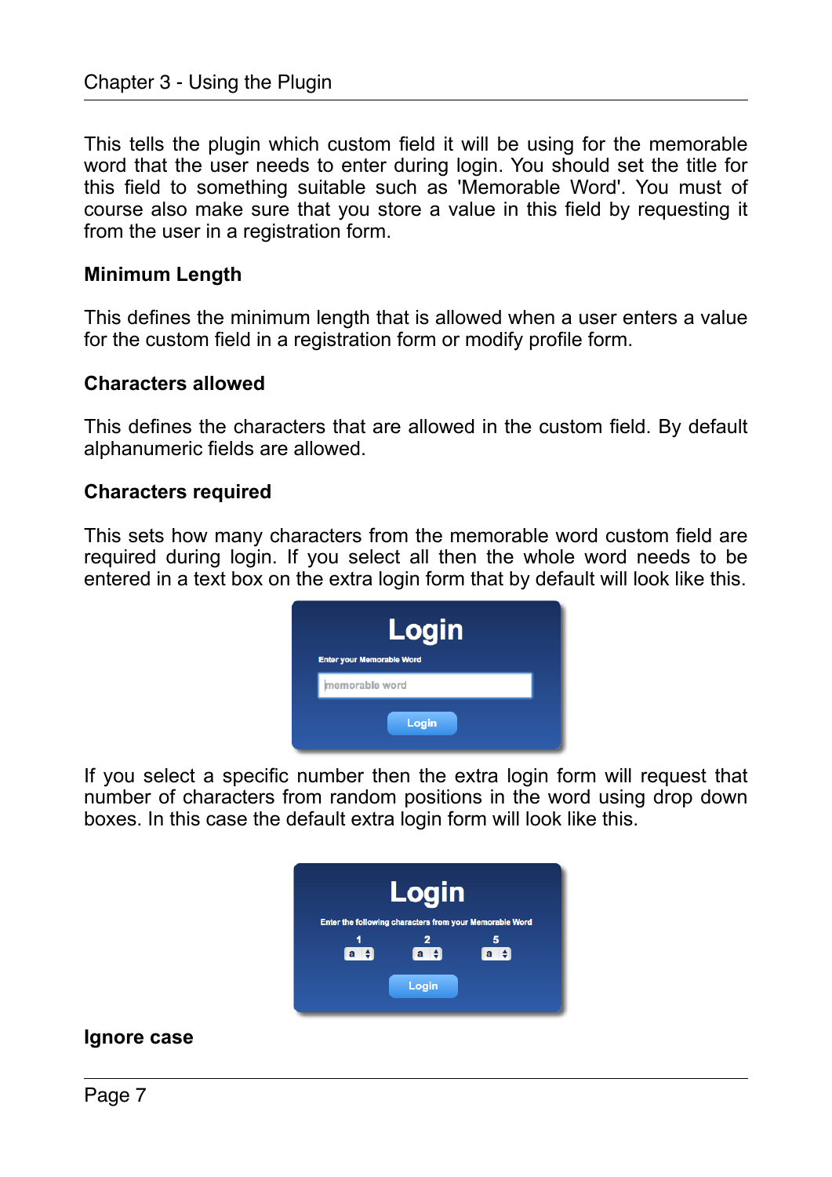This tells the plugin which custom field it will be using for the memorable word that the user needs to enter during login. You should set the title for this field to something suitable such as 'Memorable Word'. You must of course also make sure that you store a value in this field by requesting it from the user in a registration form.

### Minimum Length

This defines the minimum length that is allowed when a user enters a value for the custom field in a registration form or modify profile form.

### Characters allowed

This defines the characters that are allowed in the custom field. By default alphanumeric fields are allowed.

### Characters required

This sets how many characters from the memorable word custom field are required during login. If you select all then the whole word needs to be entered in a text box on the extra login form that by default will look like this.

If you select a specific number then the extra login form will request that number of characters from random positions in the word using drop down boxes. In this case the default extra login form will look like this.

### Ignore case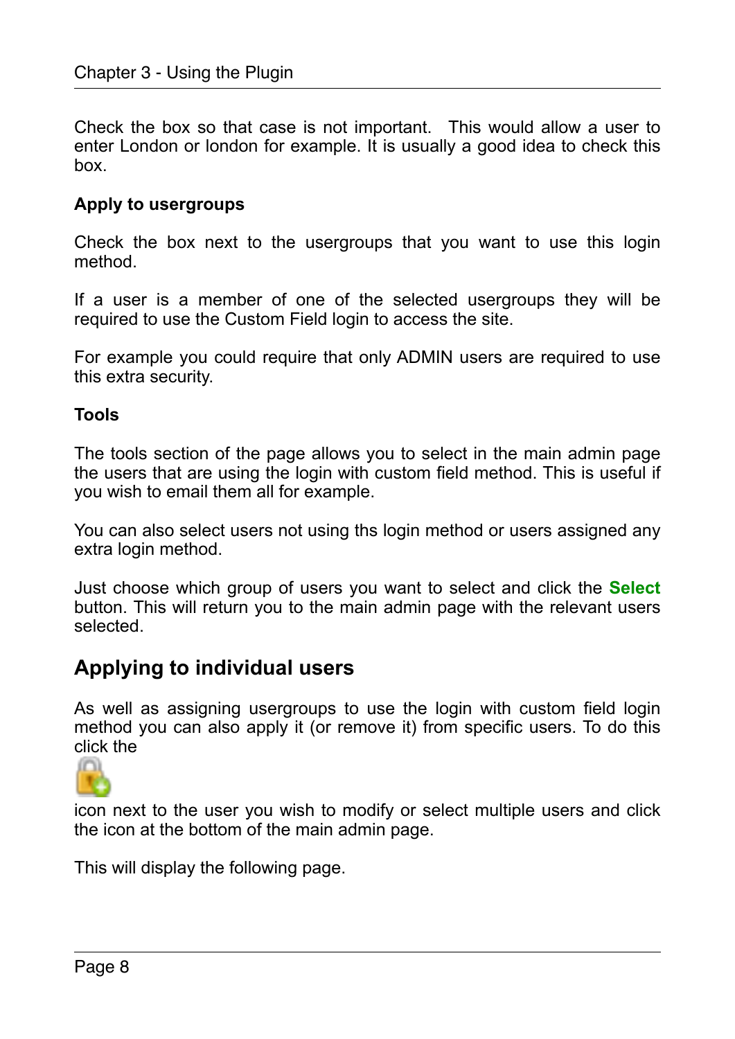Check the box so that case is not important. This would allow a user to enter London or london for example. It is usually a good idea to check this box.

**Apply to usergroups**

Check the box next to the usergroups that you want to use this login method.

If a user is a member of one of the selected usergroups they will be required to use the Custom Field login to access the site.

For example you could require that only ADMIN users are required to use this extra security.

**Tools**

The tools section of the page allows you to select in the main admin page the users that are using the login with custom field method. This is useful if you wish to email them all for example.

You can also select users not using ths login method or users assigned any extra login method.

Just choose which group of users you want to select and click the **Select** button. This will return you to the main admin page with the relevant users selected.

## Applying to individual users

As well as assigning usergroups to use the login with custom field login method you can also apply it (or remove it) from specific users. To do this click the

icon next to the user you wish to modify or select multiple users and click the icon at the bottom of the main admin page.

This will display the following page.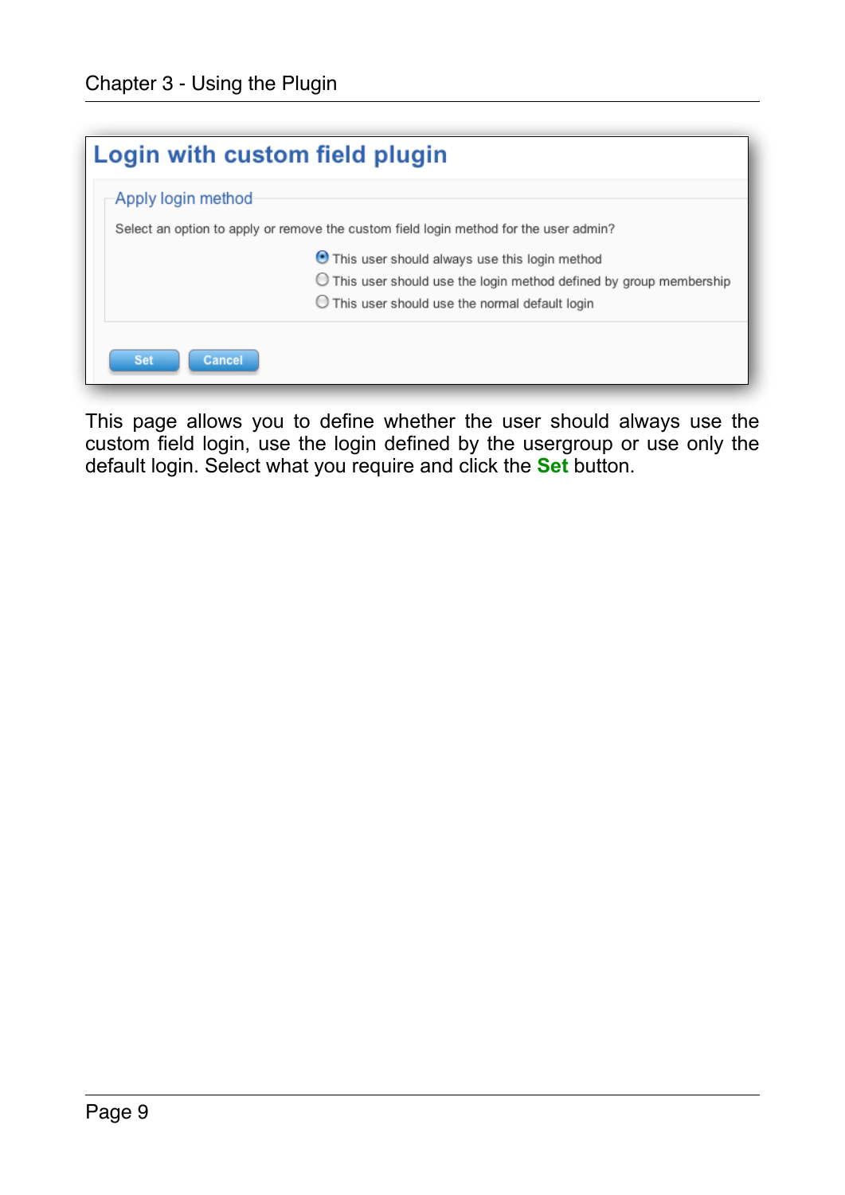## Login with custom field plugin

Apply login method

Select an option to apply or remove the custom field login method for the user admin?

- (•) This user should always use this login method
- ( ) This user should use the login method defined by group membership
- ( ) This user should use the normal default login

[Set] [Cancel]

This page allows you to define whether the user should always use the custom field login, use the login defined by the usergroup or use only the default login. Select what you require and click the **Set** button.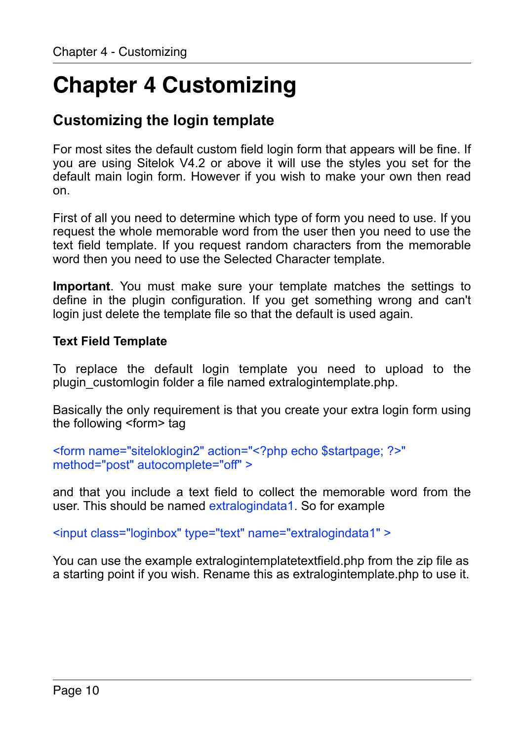# Chapter 4 Customizing

## Customizing the login template

For most sites the default custom field login form that appears will be fine. If you are using Sitelok V4.2 or above it will use the styles you set for the default main login form. However if you wish to make your own then read on.

First of all you need to determine which type of form you need to use. If you request the whole memorable word from the user then you need to use the text field template. If you request random characters from the memorable word then you need to use the Selected Character template.

**Important**. You must make sure your template matches the settings to define in the plugin configuration. If you get something wrong and can't login just delete the template file so that the default is used again.

### Text Field Template

To replace the default login template you need to upload to the plugin_customlogin folder a file named extralogintemplate.php.

Basically the only requirement is that you create your extra login form using the following <form> tag

```
<form name="siteloklogin2" action="<?php echo $startpage; ?>"
method="post" autocomplete="off" >
```

and that you include a text field to collect the memorable word from the user. This should be named extralogindata1. So for example

```
<input class="loginbox" type="text" name="extralogindata1" >
```

You can use the example extralogintemplatetextfield.php from the zip file as a starting point if you wish. Rename this as extralogintemplate.php to use it.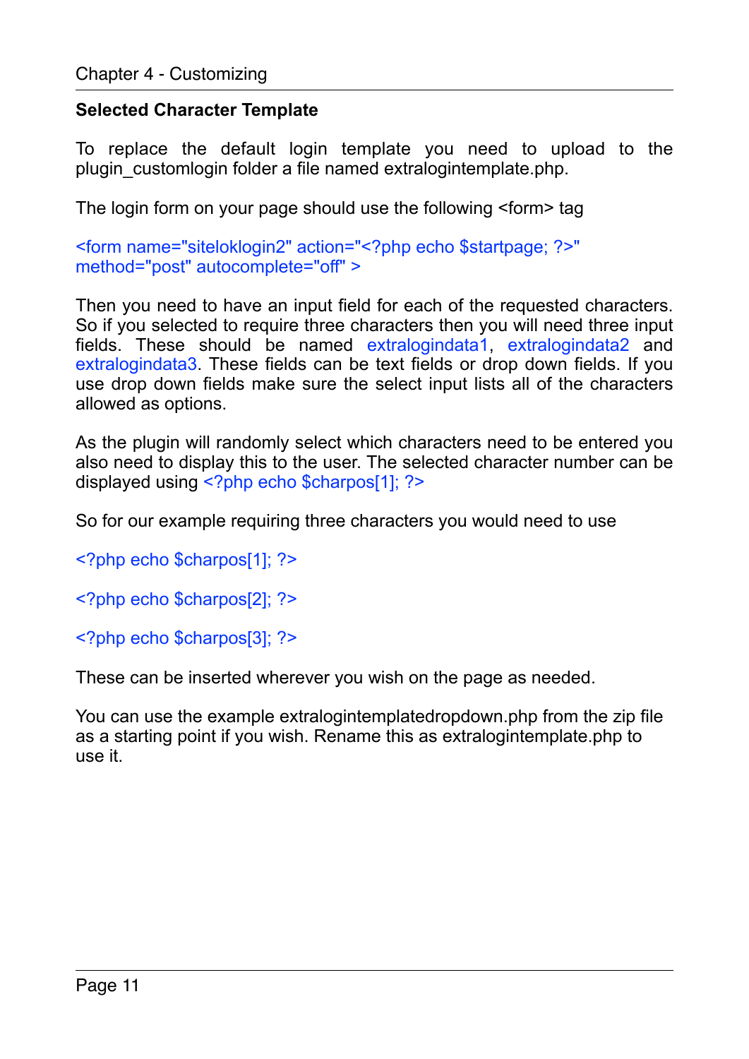### Selected Character Template

To replace the default login template you need to upload to the plugin_customlogin folder a file named extralogintemplate.php.

The login form on your page should use the following <form> tag

```
<form name="siteloklogin2" action="<?php echo $startpage; ?>" method="post" autocomplete="off" >
```

Then you need to have an input field for each of the requested characters. So if you selected to require three characters then you will need three input fields. These should be named extralogindata1, extralogindata2 and extralogindata3. These fields can be text fields or drop down fields. If you use drop down fields make sure the select input lists all of the characters allowed as options.

As the plugin will randomly select which characters need to be entered you also need to display this to the user. The selected character number can be displayed using `<?php echo $charpos[1]; ?>`

So for our example requiring three characters you would need to use

```
<?php echo $charpos[1]; ?>

<?php echo $charpos[2]; ?>

<?php echo $charpos[3]; ?>
```

These can be inserted wherever you wish on the page as needed.

You can use the example extralogintemplatedropdown.php from the zip file as a starting point if you wish. Rename this as extralogintemplate.php to use it.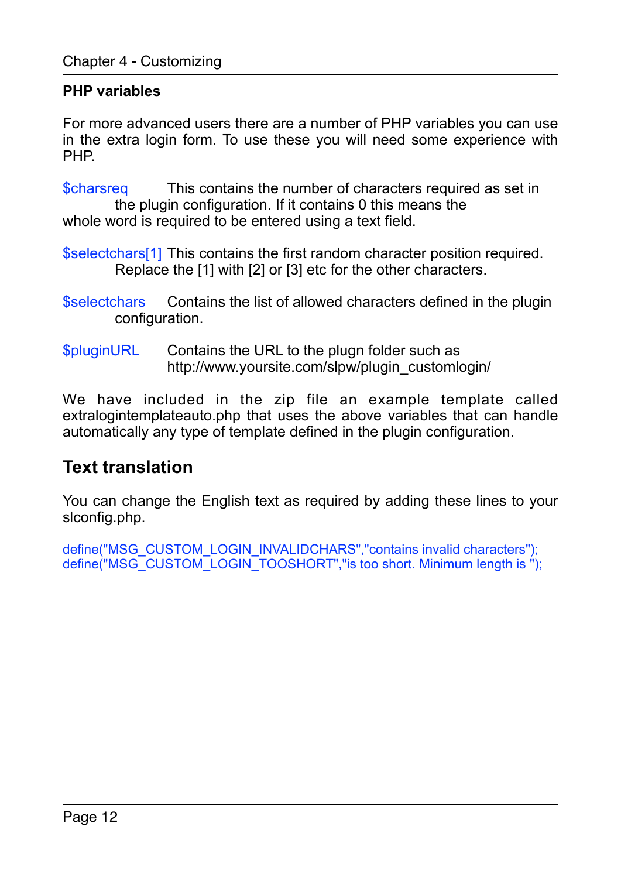### PHP variables

For more advanced users there are a number of PHP variables you can use in the extra login form. To use these you will need some experience with PHP.

$charsreq This contains the number of characters required as set in the plugin configuration. If it contains 0 this means the whole word is required to be entered using a text field.

$selectchars[1] This contains the first random character position required. Replace the [1] with [2] or [3] etc for the other characters.

$selectchars Contains the list of allowed characters defined in the plugin configuration.

$pluginURL Contains the URL to the plugn folder such as http://www.yoursite.com/slpw/plugin_customlogin/

We have included in the zip file an example template called extralogintemplateauto.php that uses the above variables that can handle automatically any type of template defined in the plugin configuration.

## Text translation

You can change the English text as required by adding these lines to your slconfig.php.

```
define("MSG_CUSTOM_LOGIN_INVALIDCHARS","contains invalid characters");
define("MSG_CUSTOM_LOGIN_TOOSHORT","is too short. Minimum length is ");
```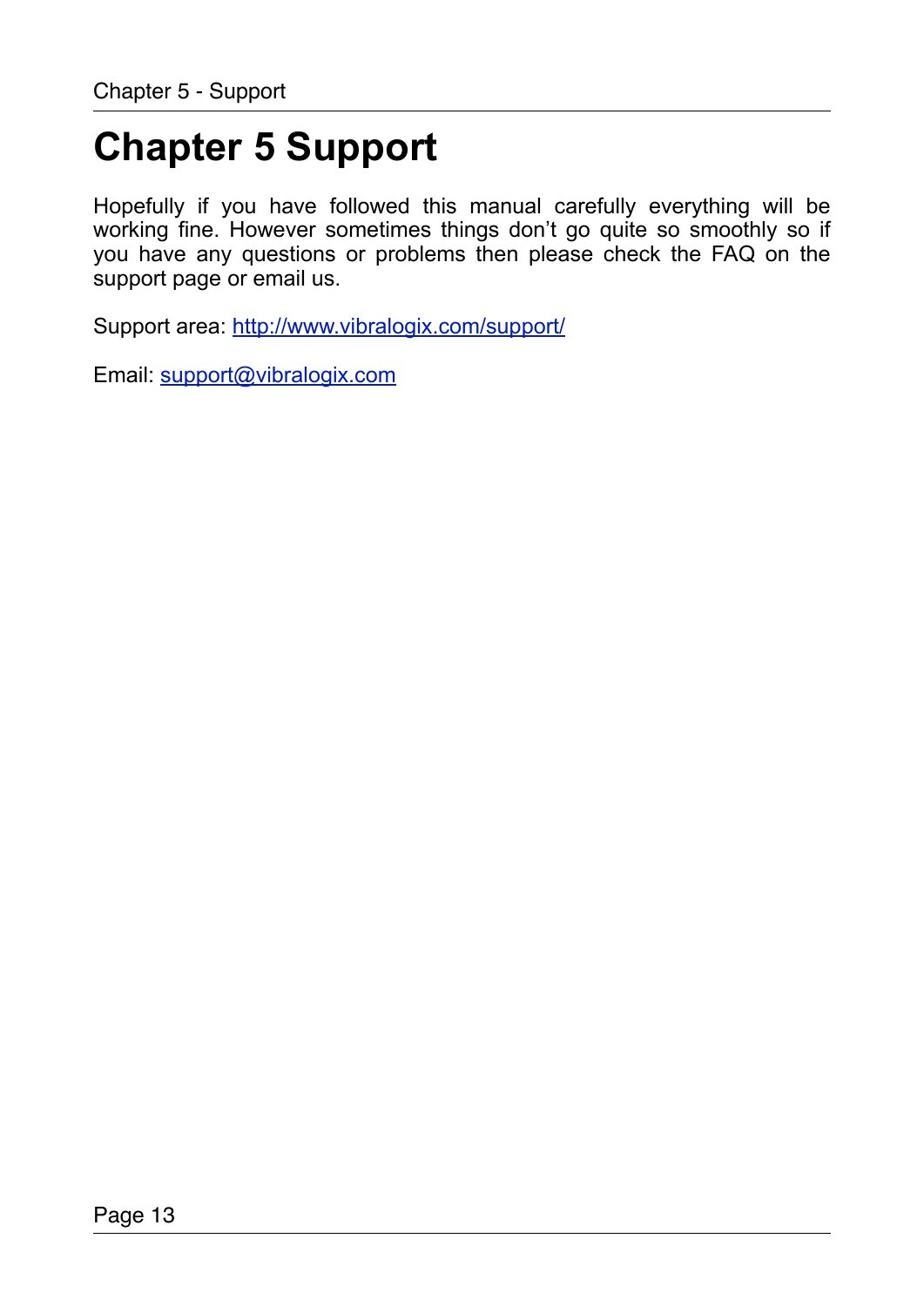# Chapter 5 Support

Hopefully if you have followed this manual carefully everything will be working fine. However sometimes things don't go quite so smoothly so if you have any questions or problems then please check the FAQ on the support page or email us.

Support area: [http://www.vibralogix.com/support/](http://www.vibralogix.com/support/)

Email: [support@vibralogix.com](mailto:support@vibralogix.com)